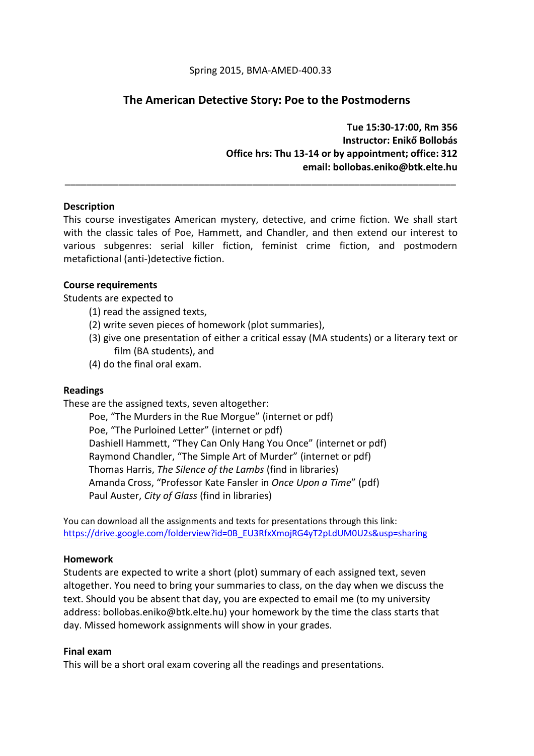Spring 2015, BMA-AMED-400.33

# The American Detective Story: Poe to the Postmoderns

**Tue 15:30-17:00, Rm 356**
**Instructor: Enikő Bollobás**
**Office hrs: Thu 13-14 or by appointment; office: 312**
**email: bollobas.eniko@btk.elte.hu**

---

**Description**

This course investigates American mystery, detective, and crime fiction. We shall start with the classic tales of Poe, Hammett, and Chandler, and then extend our interest to various subgenres: serial killer fiction, feminist crime fiction, and postmodern metafictional (anti-)detective fiction.

**Course requirements**

Students are expected to

(1) read the assigned texts,
(2) write seven pieces of homework (plot summaries),
(3) give one presentation of either a critical essay (MA students) or a literary text or film (BA students), and
(4) do the final oral exam.

**Readings**

These are the assigned texts, seven altogether:

Poe, "The Murders in the Rue Morgue" (internet or pdf)
Poe, "The Purloined Letter" (internet or pdf)
Dashiell Hammett, "They Can Only Hang You Once" (internet or pdf)
Raymond Chandler, "The Simple Art of Murder" (internet or pdf)
Thomas Harris, *The Silence of the Lambs* (find in libraries)
Amanda Cross, "Professor Kate Fansler in *Once Upon a Time*" (pdf)
Paul Auster, *City of Glass* (find in libraries)

You can download all the assignments and texts for presentations through this link:
https://drive.google.com/folderview?id=0B_EU3RfxXmojRG4yT2pLdUM0U2s&usp=sharing

**Homework**

Students are expected to write a short (plot) summary of each assigned text, seven altogether. You need to bring your summaries to class, on the day when we discuss the text. Should you be absent that day, you are expected to email me (to my university address: bollobas.eniko@btk.elte.hu) your homework by the time the class starts that day. Missed homework assignments will show in your grades.

**Final exam**

This will be a short oral exam covering all the readings and presentations.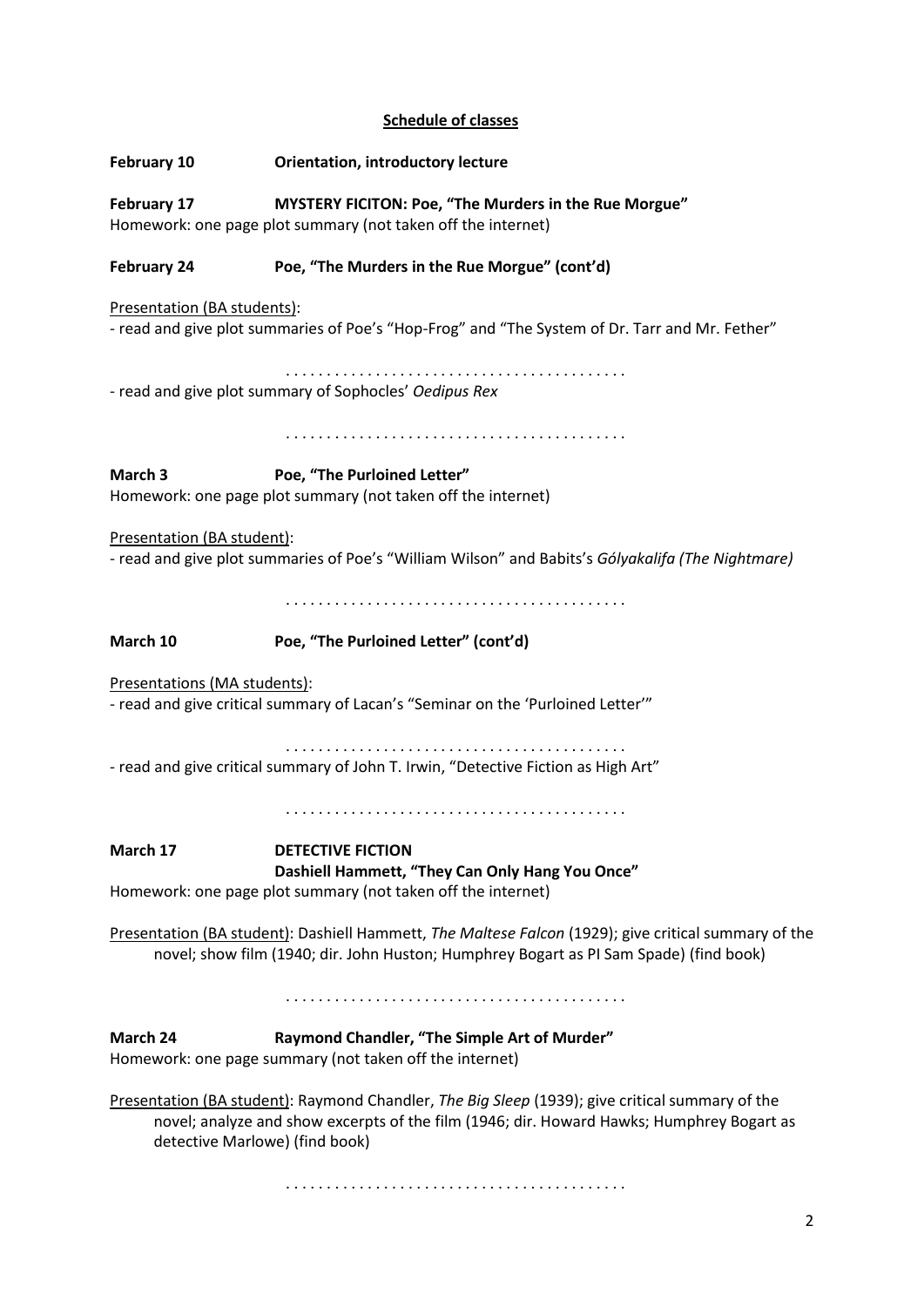**Schedule of classes**

**February 10** **Orientation, introductory lecture**

**February 17** **MYSTERY FICITON: Poe, "The Murders in the Rue Morgue"**
Homework: one page plot summary (not taken off the internet)

**February 24** **Poe, "The Murders in the Rue Morgue" (cont'd)**

Presentation (BA students):
- read and give plot summaries of Poe's "Hop-Frog" and "The System of Dr. Tarr and Mr. Fether"

. . . . . . . . . . . . . . . . . . . . . . . . . . . . . . . . . . . . . . . . .

- read and give plot summary of Sophocles' *Oedipus Rex*

. . . . . . . . . . . . . . . . . . . . . . . . . . . . . . . . . . . . . . . . .

**March 3** **Poe, "The Purloined Letter"**
Homework: one page plot summary (not taken off the internet)

Presentation (BA student):
- read and give plot summaries of Poe's "William Wilson" and Babits's *Gólyakalifa (The Nightmare)*

. . . . . . . . . . . . . . . . . . . . . . . . . . . . . . . . . . . . . . . . .

**March 10** **Poe, "The Purloined Letter" (cont'd)**

Presentations (MA students):
- read and give critical summary of Lacan's "Seminar on the 'Purloined Letter'"

. . . . . . . . . . . . . . . . . . . . . . . . . . . . . . . . . . . . . . . . .

- read and give critical summary of John T. Irwin, "Detective Fiction as High Art"

. . . . . . . . . . . . . . . . . . . . . . . . . . . . . . . . . . . . . . . . .

**March 17** **DETECTIVE FICTION**
**Dashiell Hammett, "They Can Only Hang You Once"**
Homework: one page plot summary (not taken off the internet)

Presentation (BA student): Dashiell Hammett, *The Maltese Falcon* (1929); give critical summary of the novel; show film (1940; dir. John Huston; Humphrey Bogart as PI Sam Spade) (find book)

. . . . . . . . . . . . . . . . . . . . . . . . . . . . . . . . . . . . . . . . .

**March 24** **Raymond Chandler, "The Simple Art of Murder"**
Homework: one page summary (not taken off the internet)

Presentation (BA student): Raymond Chandler, *The Big Sleep* (1939); give critical summary of the novel; analyze and show excerpts of the film (1946; dir. Howard Hawks; Humphrey Bogart as detective Marlowe) (find book)

. . . . . . . . . . . . . . . . . . . . . . . . . . . . . . . . . . . . . . . . .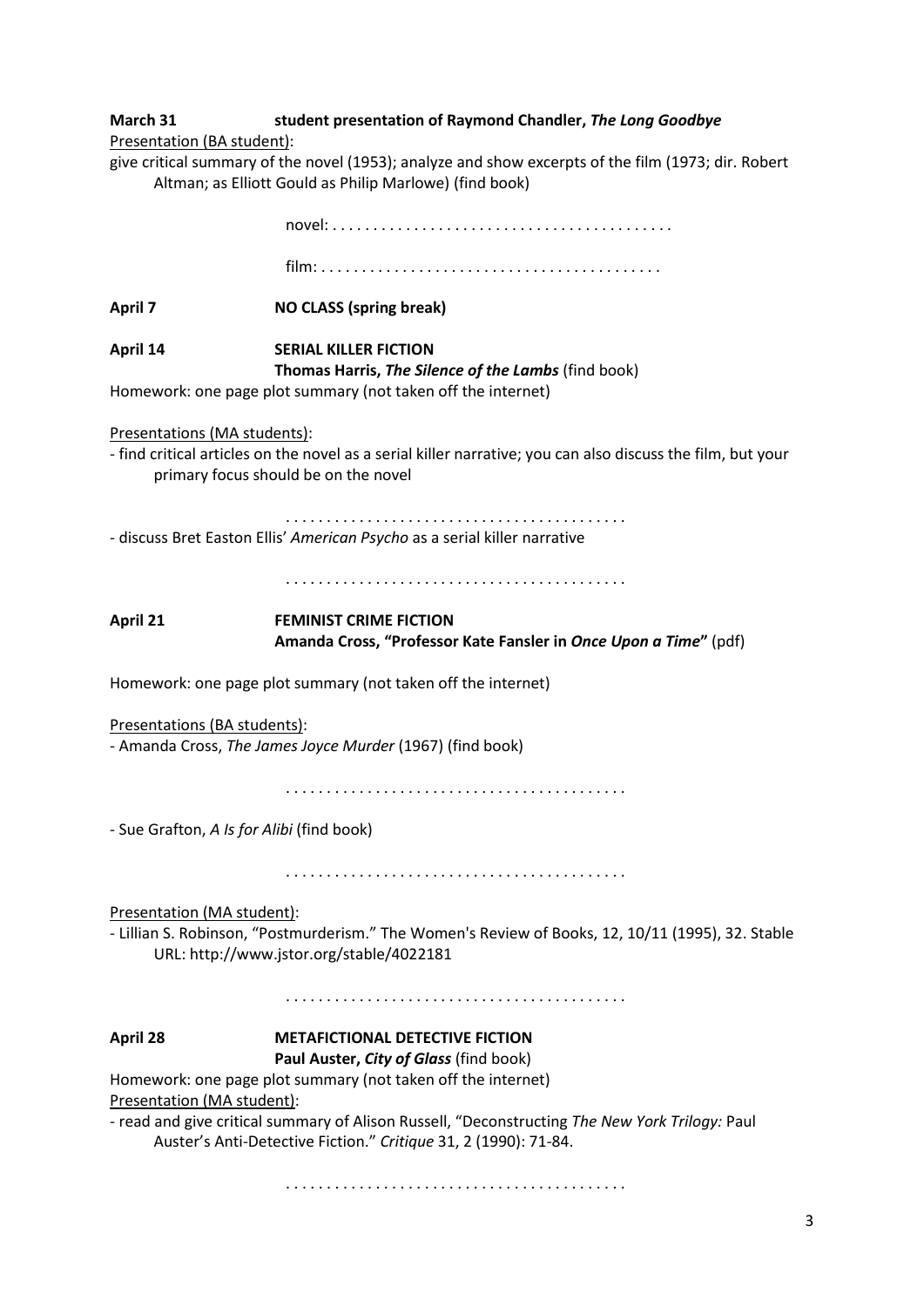**March 31** **student presentation of Raymond Chandler, *The Long Goodbye***

Presentation (BA student):

give critical summary of the novel (1953); analyze and show excerpts of the film (1973; dir. Robert Altman; as Elliott Gould as Philip Marlowe) (find book)

novel: . . . . . . . . . . . . . . . . . . . . . . . . . . . . . . . . . . . . . . . . .

film: . . . . . . . . . . . . . . . . . . . . . . . . . . . . . . . . . . . . . . . . .

**April 7** **NO CLASS (spring break)**

**April 14** **SERIAL KILLER FICTION**
**Thomas Harris, *The Silence of the Lambs*** (find book)

Homework: one page plot summary (not taken off the internet)

Presentations (MA students):

- find critical articles on the novel as a serial killer narrative; you can also discuss the film, but your primary focus should be on the novel

. . . . . . . . . . . . . . . . . . . . . . . . . . . . . . . . . . . . . . . . .

- discuss Bret Easton Ellis' *American Psycho* as a serial killer narrative

. . . . . . . . . . . . . . . . . . . . . . . . . . . . . . . . . . . . . . . . .

**April 21** **FEMINIST CRIME FICTION**
**Amanda Cross, "Professor Kate Fansler in *Once Upon a Time*"** (pdf)

Homework: one page plot summary (not taken off the internet)

Presentations (BA students):

- Amanda Cross, *The James Joyce Murder* (1967) (find book)

. . . . . . . . . . . . . . . . . . . . . . . . . . . . . . . . . . . . . . . . .

- Sue Grafton, *A Is for Alibi* (find book)

. . . . . . . . . . . . . . . . . . . . . . . . . . . . . . . . . . . . . . . . .

Presentation (MA student):

- Lillian S. Robinson, "Postmurderism." The Women's Review of Books, 12, 10/11 (1995), 32. Stable URL: http://www.jstor.org/stable/4022181

. . . . . . . . . . . . . . . . . . . . . . . . . . . . . . . . . . . . . . . . .

**April 28** **METAFICTIONAL DETECTIVE FICTION**
**Paul Auster, *City of Glass*** (find book)

Homework: one page plot summary (not taken off the internet)

Presentation (MA student):

- read and give critical summary of Alison Russell, "Deconstructing *The New York Trilogy:* Paul Auster's Anti-Detective Fiction." *Critique* 31, 2 (1990): 71-84.

. . . . . . . . . . . . . . . . . . . . . . . . . . . . . . . . . . . . . . . . .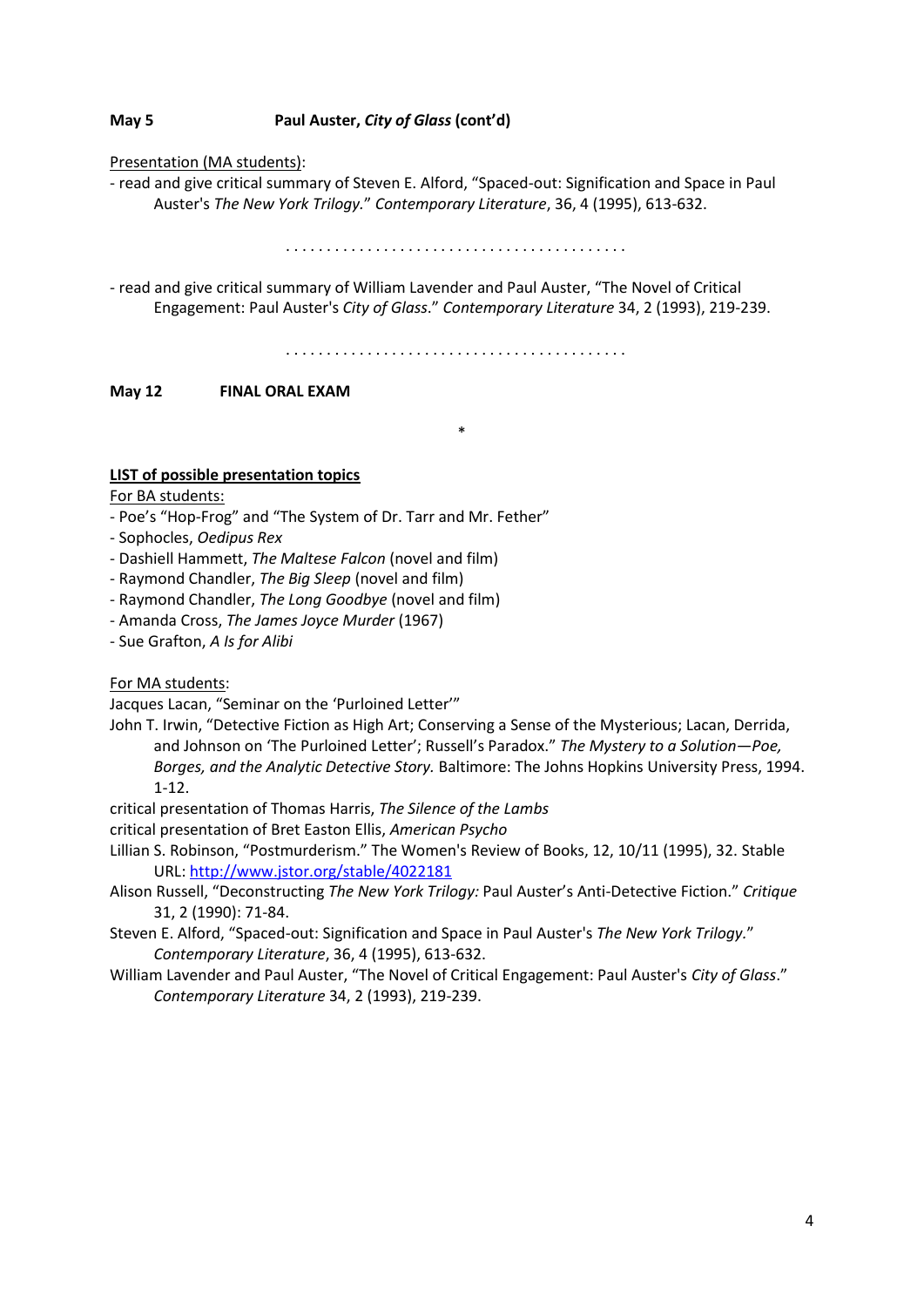**May 5** **Paul Auster, *City of Glass* (cont'd)**

Presentation (MA students):

- read and give critical summary of Steven E. Alford, "Spaced-out: Signification and Space in Paul Auster's *The New York Trilogy.*" *Contemporary Literature*, 36, 4 (1995), 613-632.

. . . . . . . . . . . . . . . . . . . . . . . . . . . . . . . . . . . . . . . . .

- read and give critical summary of William Lavender and Paul Auster, "The Novel of Critical Engagement: Paul Auster's *City of Glass*." *Contemporary Literature* 34, 2 (1993), 219-239.

. . . . . . . . . . . . . . . . . . . . . . . . . . . . . . . . . . . . . . . . .

**May 12** **FINAL ORAL EXAM**

*

**LIST of possible presentation topics**

For BA students:

- Poe's "Hop-Frog" and "The System of Dr. Tarr and Mr. Fether"
- Sophocles, *Oedipus Rex*
- Dashiell Hammett, *The Maltese Falcon* (novel and film)
- Raymond Chandler, *The Big Sleep* (novel and film)
- Raymond Chandler, *The Long Goodbye* (novel and film)
- Amanda Cross, *The James Joyce Murder* (1967)
- Sue Grafton, *A Is for Alibi*

For MA students:

Jacques Lacan, "Seminar on the 'Purloined Letter'"

John T. Irwin, "Detective Fiction as High Art; Conserving a Sense of the Mysterious; Lacan, Derrida, and Johnson on 'The Purloined Letter'; Russell's Paradox." *The Mystery to a Solution—Poe, Borges, and the Analytic Detective Story.* Baltimore: The Johns Hopkins University Press, 1994. 1-12.

critical presentation of Thomas Harris, *The Silence of the Lambs*

critical presentation of Bret Easton Ellis, *American Psycho*

Lillian S. Robinson, "Postmurderism." The Women's Review of Books, 12, 10/11 (1995), 32. Stable URL: http://www.jstor.org/stable/4022181

Alison Russell, "Deconstructing *The New York Trilogy:* Paul Auster's Anti-Detective Fiction." *Critique* 31, 2 (1990): 71-84.

Steven E. Alford, "Spaced-out: Signification and Space in Paul Auster's *The New York Trilogy*." *Contemporary Literature*, 36, 4 (1995), 613-632.

William Lavender and Paul Auster, "The Novel of Critical Engagement: Paul Auster's *City of Glass*." *Contemporary Literature* 34, 2 (1993), 219-239.